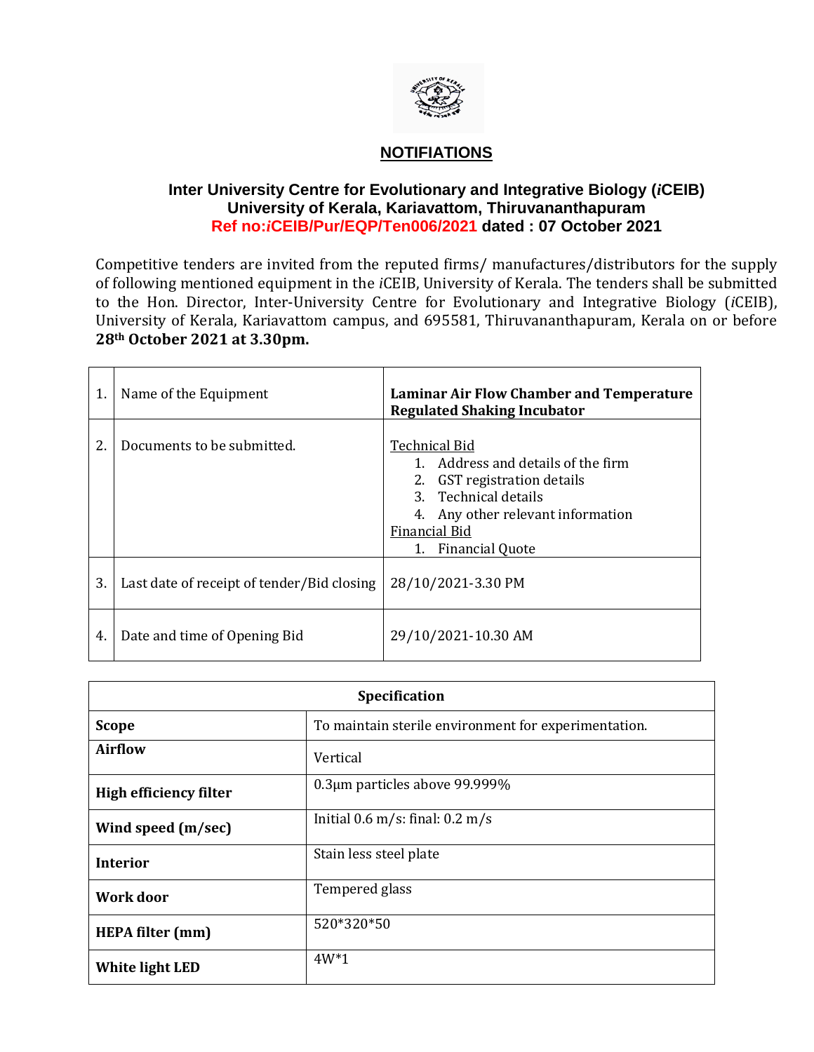# NOTIFIATIONS

## Inter University Centre for Evolutionary and Integrative Biology (*i*CEIB)
## University of Kerala, Kariavattom, Thiruvananthapuram
## Ref no:*i*CEIB/Pur/EQP/Ten006/2021 dated : 07 October 2021

Competitive tenders are invited from the reputed firms/ manufactures/distributors for the supply of following mentioned equipment in the *i*CEIB, University of Kerala. The tenders shall be submitted to the Hon. Director, Inter-University Centre for Evolutionary and Integrative Biology (*i*CEIB), University of Kerala, Kariavattom campus, and 695581, Thiruvananthapuram, Kerala on or before **28th October 2021 at 3.30pm.**

| | | |
|---|---|---|
| 1. | Name of the Equipment | **Laminar Air Flow Chamber and Temperature Regulated Shaking Incubator** |
| 2. | Documents to be submitted. | Technical Bid<br>1. Address and details of the firm<br>2. GST registration details<br>3. Technical details<br>4. Any other relevant information<br>Financial Bid<br>1. Financial Quote |
| 3. | Last date of receipt of tender/Bid closing | 28/10/2021-3.30 PM |
| 4. | Date and time of Opening Bid | 29/10/2021-10.30 AM |

| **Specification** | |
|---|---|
| **Scope** | To maintain sterile environment for experimentation. |
| **Airflow** | Vertical |
| **High efficiency filter** | 0.3µm particles above 99.999% |
| **Wind speed (m/sec)** | Initial 0.6 m/s: final: 0.2 m/s |
| **Interior** | Stain less steel plate |
| **Work door** | Tempered glass |
| **HEPA filter (mm)** | 520*320*50 |
| **White light LED** | 4W*1 |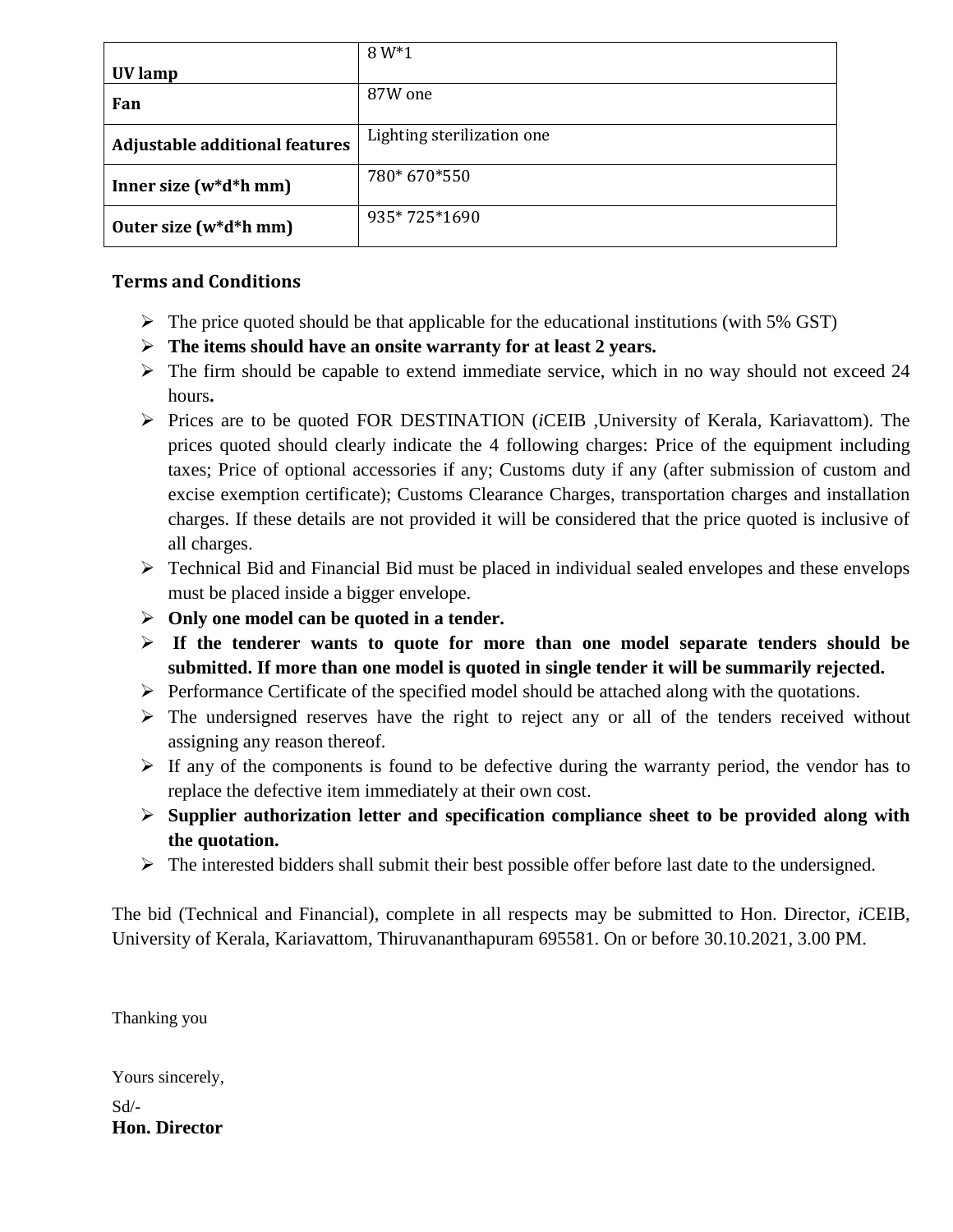| | |
|---|---|
| **UV lamp** | 8 W*1 |
| **Fan** | 87W one |
| **Adjustable additional features** | Lighting sterilization one |
| **Inner size (w*d*h mm)** | 780* 670*550 |
| **Outer size (w*d*h mm)** | 935* 725*1690 |

**Terms and Conditions**

- The price quoted should be that applicable for the educational institutions (with 5% GST)
- **The items should have an onsite warranty for at least 2 years.**
- The firm should be capable to extend immediate service, which in no way should not exceed 24 hours**.**
- Prices are to be quoted FOR DESTINATION (*i*CEIB ,University of Kerala, Kariavattom). The prices quoted should clearly indicate the 4 following charges: Price of the equipment including taxes; Price of optional accessories if any; Customs duty if any (after submission of custom and excise exemption certificate); Customs Clearance Charges, transportation charges and installation charges. If these details are not provided it will be considered that the price quoted is inclusive of all charges.
- Technical Bid and Financial Bid must be placed in individual sealed envelopes and these envelops must be placed inside a bigger envelope.
- **Only one model can be quoted in a tender.**
- **If the tenderer wants to quote for more than one model separate tenders should be submitted. If more than one model is quoted in single tender it will be summarily rejected.**
- Performance Certificate of the specified model should be attached along with the quotations.
- The undersigned reserves have the right to reject any or all of the tenders received without assigning any reason thereof.
- If any of the components is found to be defective during the warranty period, the vendor has to replace the defective item immediately at their own cost.
- **Supplier authorization letter and specification compliance sheet to be provided along with the quotation.**
- The interested bidders shall submit their best possible offer before last date to the undersigned.

The bid (Technical and Financial), complete in all respects may be submitted to Hon. Director, *i*CEIB, University of Kerala, Kariavattom, Thiruvananthapuram 695581. On or before 30.10.2021, 3.00 PM.

Thanking you

Yours sincerely,

Sd/-
**Hon. Director**